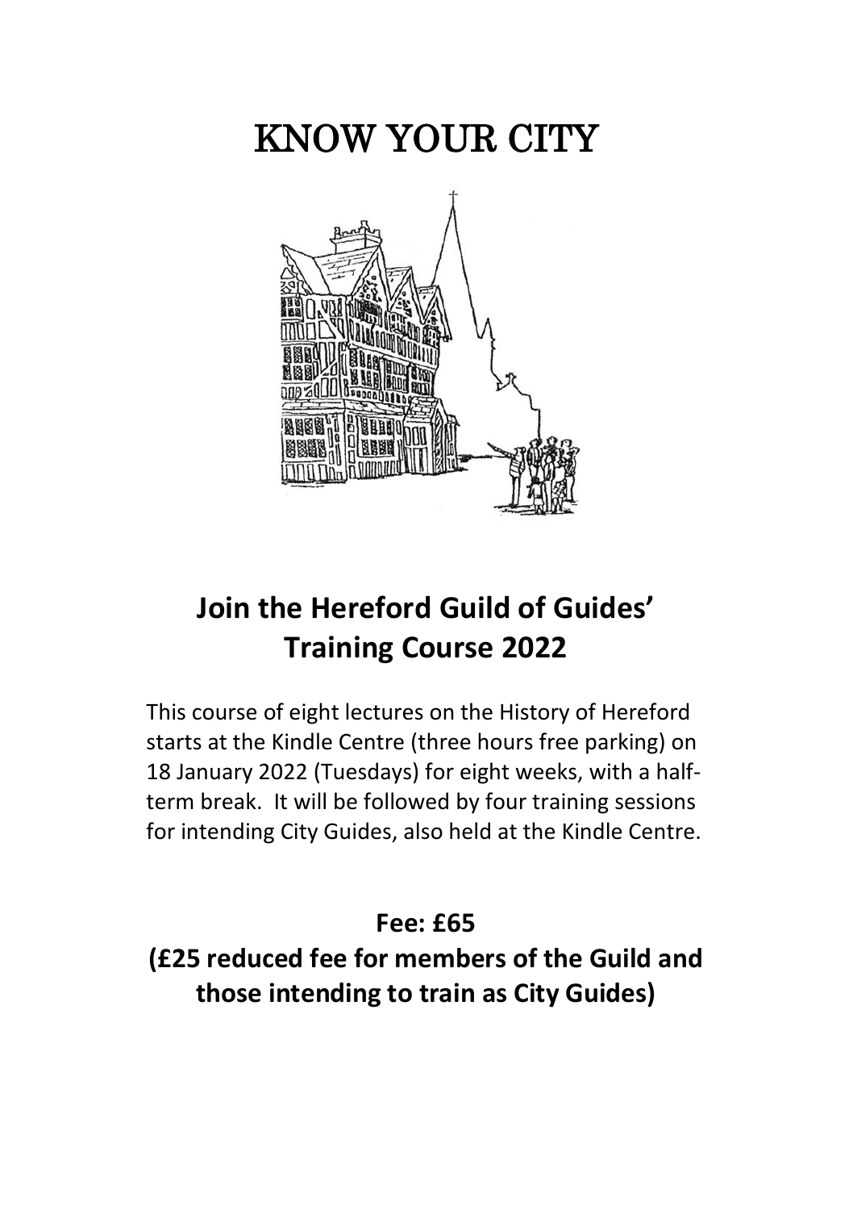# KNOW YOUR CITY

## Join the Hereford Guild of Guides' Training Course 2022

This course of eight lectures on the History of Hereford starts at the Kindle Centre (three hours free parking) on 18 January 2022 (Tuesdays) for eight weeks, with a half-term break. It will be followed by four training sessions for intending City Guides, also held at the Kindle Centre.

**Fee: £65**

**(£25 reduced fee for members of the Guild and those intending to train as City Guides)**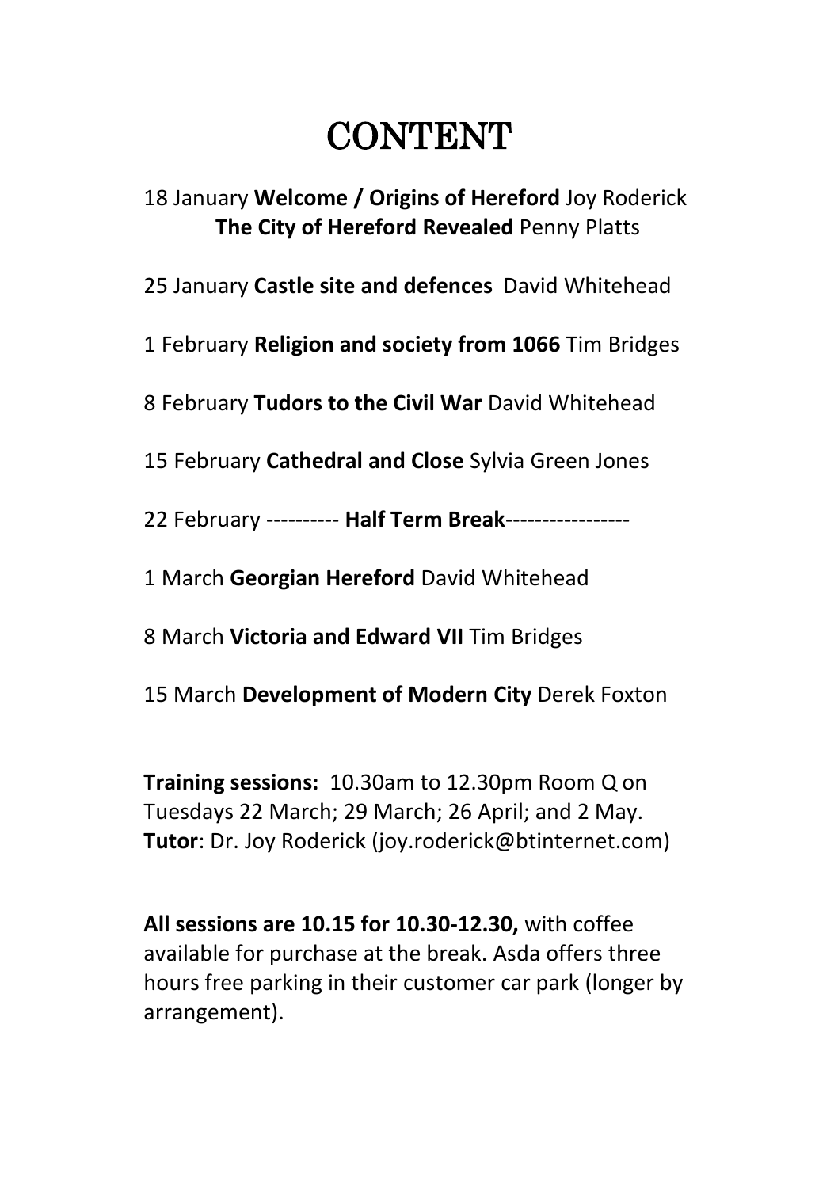# CONTENT

18 January **Welcome / Origins of Hereford** Joy Roderick
**The City of Hereford Revealed** Penny Platts

25 January **Castle site and defences** David Whitehead

1 February **Religion and society from 1066** Tim Bridges

8 February **Tudors to the Civil War** David Whitehead

15 February **Cathedral and Close** Sylvia Green Jones

22 February ---------- **Half Term Break**-----------------

1 March **Georgian Hereford** David Whitehead

8 March **Victoria and Edward VII** Tim Bridges

15 March **Development of Modern City** Derek Foxton

**Training sessions:** 10.30am to 12.30pm Room Q on Tuesdays 22 March; 29 March; 26 April; and 2 May.
**Tutor**: Dr. Joy Roderick (joy.roderick@btinternet.com)

**All sessions are 10.15 for 10.30-12.30,** with coffee available for purchase at the break. Asda offers three hours free parking in their customer car park (longer by arrangement).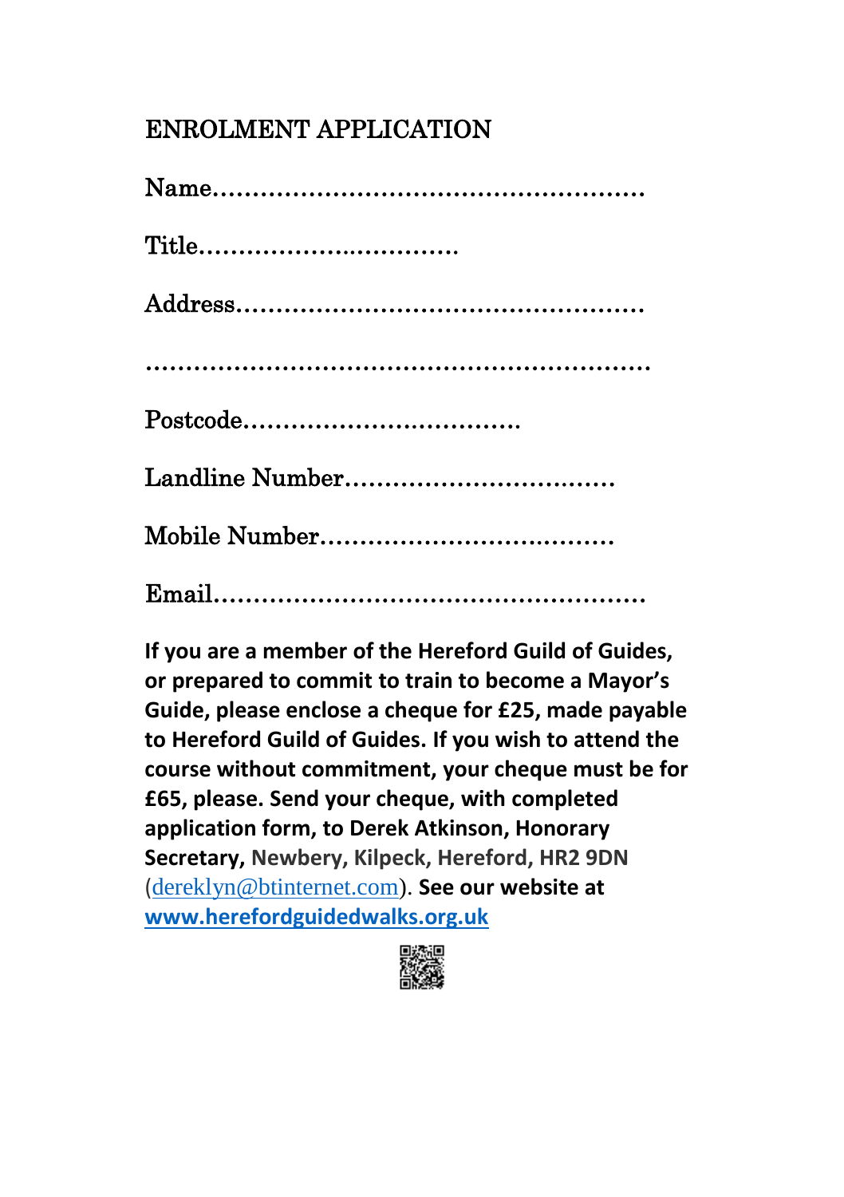# ENROLMENT APPLICATION

Name……………………………………………

Title………………..………….

Address…………………………………………

…………………………………………………….

Postcode…………………………….

Landline Number…………………………….

Mobile Number……………………………….

Email……………………………………………

**If you are a member of the Hereford Guild of Guides, or prepared to commit to train to become a Mayor's Guide, please enclose a cheque for £25, made payable to Hereford Guild of Guides. If you wish to attend the course without commitment, your cheque must be for £65, please. Send your cheque, with completed application form, to Derek Atkinson, Honorary Secretary,** **Newbery, Kilpeck, Hereford, HR2 9DN** (dereklyn@btinternet.com). **See our website at** **www.herefordguidedwalks.org.uk**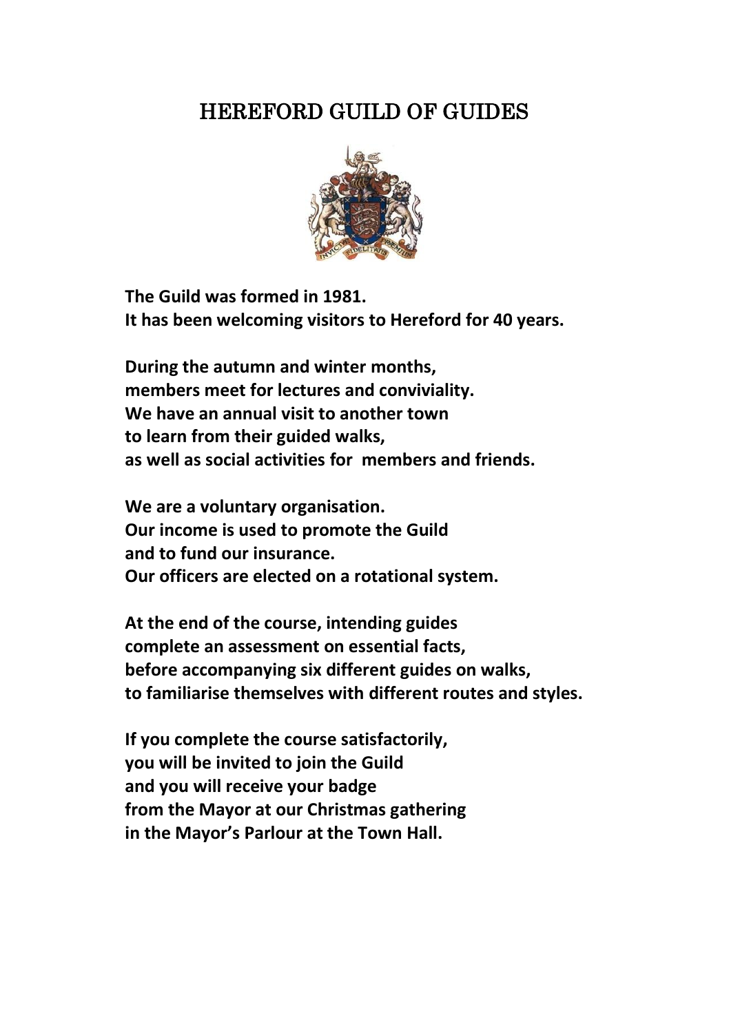# HEREFORD GUILD OF GUIDES

**The Guild was formed in 1981.**
**It has been welcoming visitors to Hereford for 40 years.**

**During the autumn and winter months,**
**members meet for lectures and conviviality.**
**We have an annual visit to another town**
**to learn from their guided walks,**
**as well as social activities for members and friends.**

**We are a voluntary organisation.**
**Our income is used to promote the Guild**
**and to fund our insurance.**
**Our officers are elected on a rotational system.**

**At the end of the course, intending guides**
**complete an assessment on essential facts,**
**before accompanying six different guides on walks,**
**to familiarise themselves with different routes and styles.**

**If you complete the course satisfactorily,**
**you will be invited to join the Guild**
**and you will receive your badge**
**from the Mayor at our Christmas gathering**
**in the Mayor's Parlour at the Town Hall.**